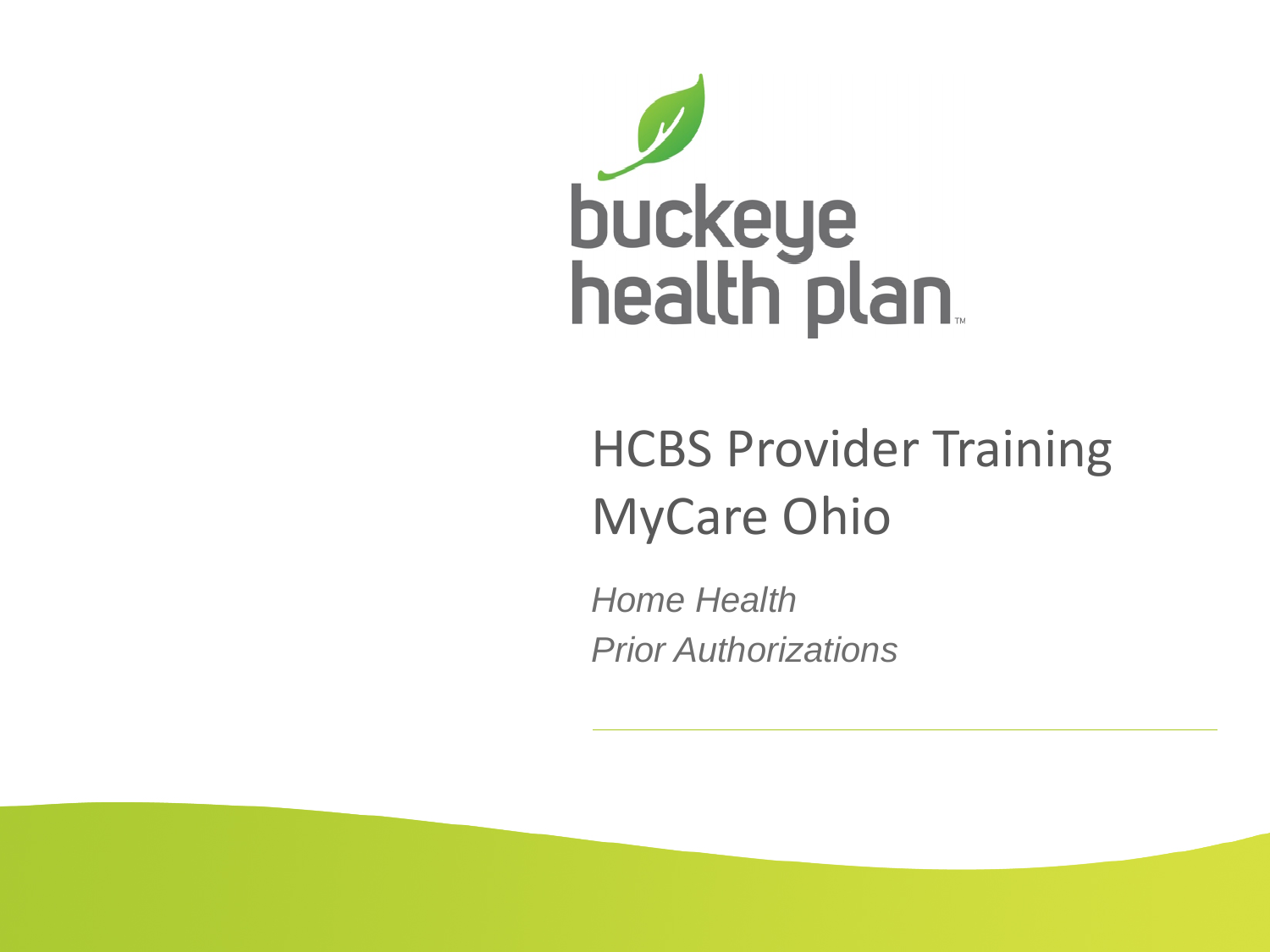buckeye health plan

# HCBS Provider Training MyCare Ohio

*Home Health*

*Prior Authorizations*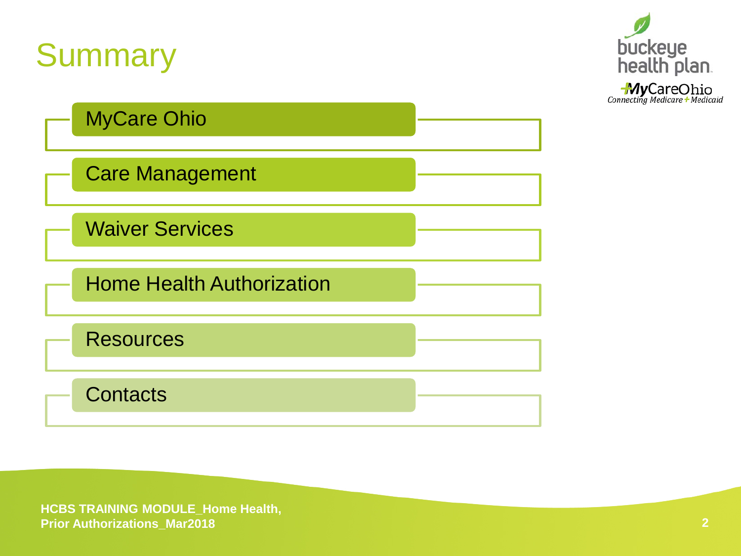# Summary

- MyCare Ohio
- Care Management
- Waiver Services
- Home Health Authorization
- Resources
- Contacts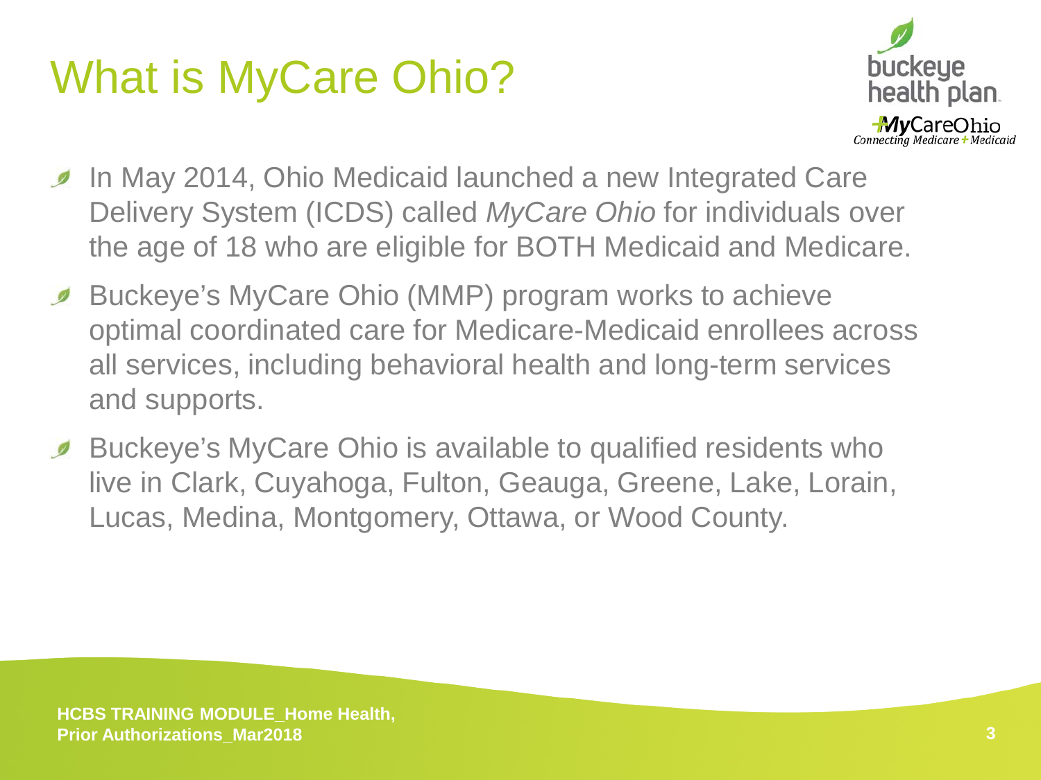# What is MyCare Ohio?

- In May 2014, Ohio Medicaid launched a new Integrated Care Delivery System (ICDS) called *MyCare Ohio* for individuals over the age of 18 who are eligible for BOTH Medicaid and Medicare.
- Buckeye's MyCare Ohio (MMP) program works to achieve optimal coordinated care for Medicare-Medicaid enrollees across all services, including behavioral health and long-term services and supports.
- Buckeye's MyCare Ohio is available to qualified residents who live in Clark, Cuyahoga, Fulton, Geauga, Greene, Lake, Lorain, Lucas, Medina, Montgomery, Ottawa, or Wood County.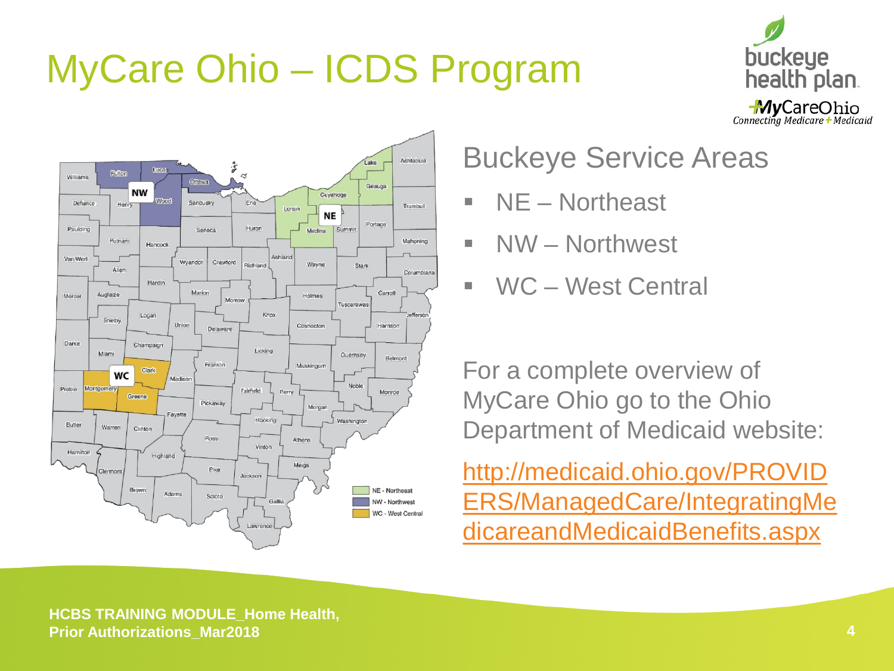# MyCare Ohio – ICDS Program

## Buckeye Service Areas

- NE – Northeast
- NW – Northwest
- WC – West Central

For a complete overview of MyCare Ohio go to the Ohio Department of Medicaid website:

[http://medicaid.ohio.gov/PROVIDERS/ManagedCare/IntegratingMedicareandMedicaidBenefits.aspx](http://medicaid.ohio.gov/PROVIDERS/ManagedCare/IntegratingMedicareandMedicaidBenefits.aspx)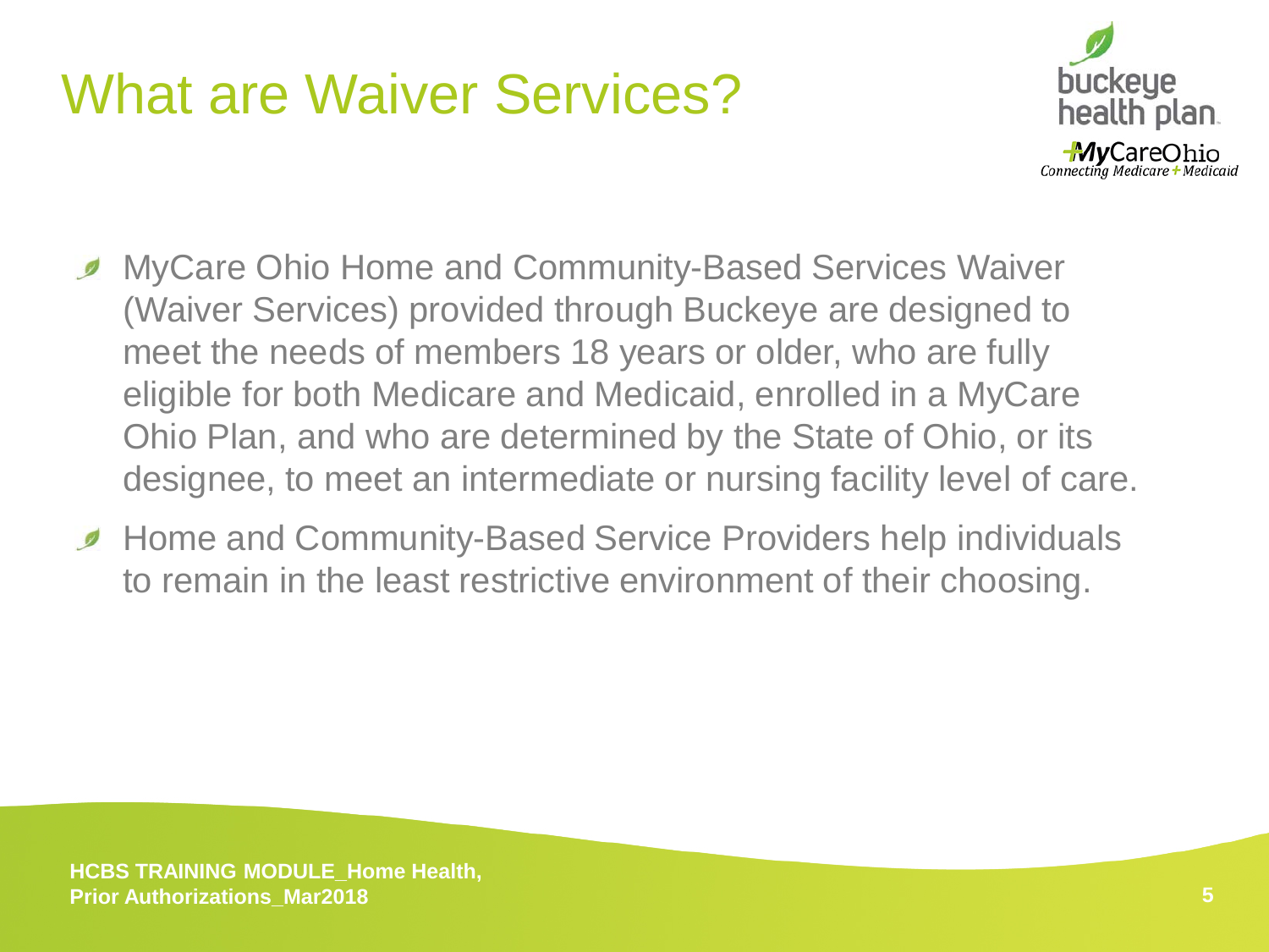# What are Waiver Services?

- MyCare Ohio Home and Community-Based Services Waiver (Waiver Services) provided through Buckeye are designed to meet the needs of members 18 years or older, who are fully eligible for both Medicare and Medicaid, enrolled in a MyCare Ohio Plan, and who are determined by the State of Ohio, or its designee, to meet an intermediate or nursing facility level of care.
- Home and Community-Based Service Providers help individuals to remain in the least restrictive environment of their choosing.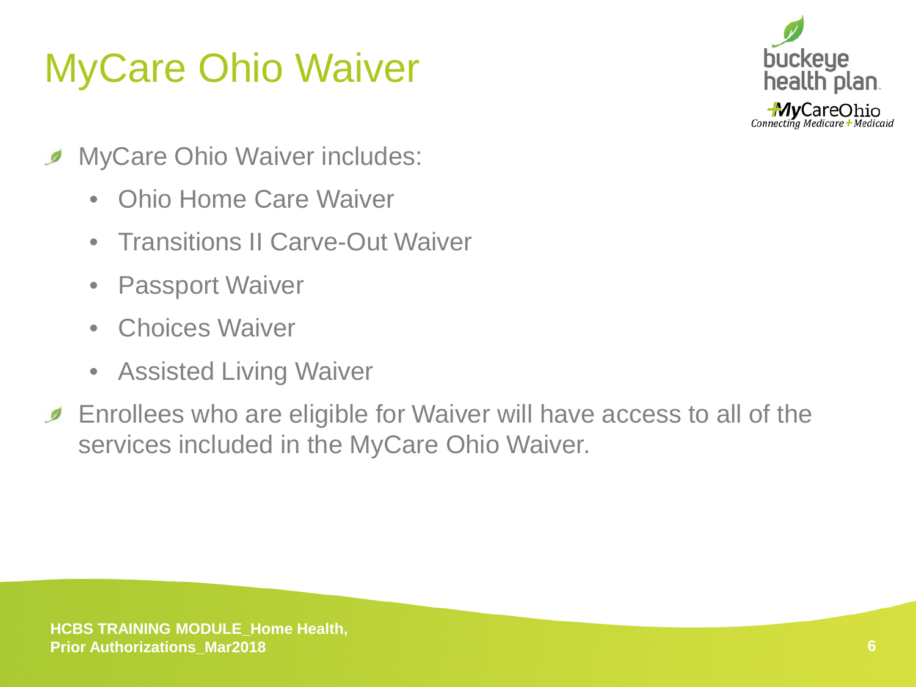# MyCare Ohio Waiver

- MyCare Ohio Waiver includes:
  - Ohio Home Care Waiver
  - Transitions II Carve-Out Waiver
  - Passport Waiver
  - Choices Waiver
  - Assisted Living Waiver
- Enrollees who are eligible for Waiver will have access to all of the services included in the MyCare Ohio Waiver.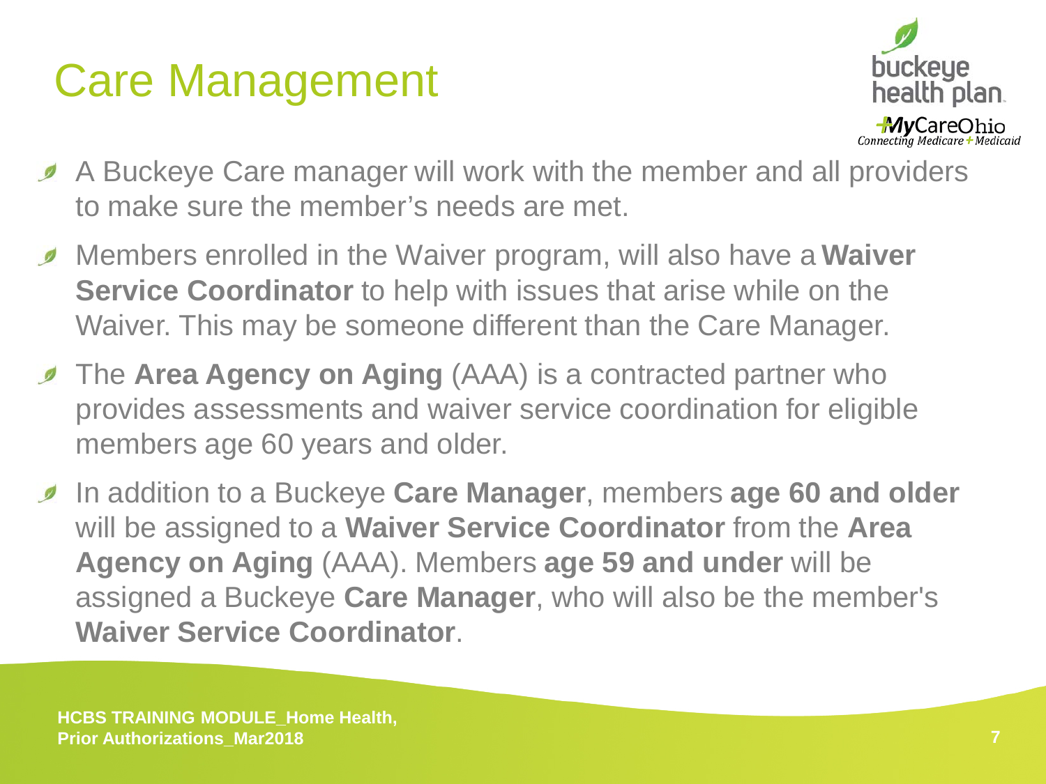# Care Management

- A Buckeye Care manager will work with the member and all providers to make sure the member's needs are met.
- Members enrolled in the Waiver program, will also have a **Waiver Service Coordinator** to help with issues that arise while on the Waiver. This may be someone different than the Care Manager.
- The **Area Agency on Aging** (AAA) is a contracted partner who provides assessments and waiver service coordination for eligible members age 60 years and older.
- In addition to a Buckeye **Care Manager**, members **age 60 and older** will be assigned to a **Waiver Service Coordinator** from the **Area Agency on Aging** (AAA). Members **age 59 and under** will be assigned a Buckeye **Care Manager**, who will also be the member's **Waiver Service Coordinator**.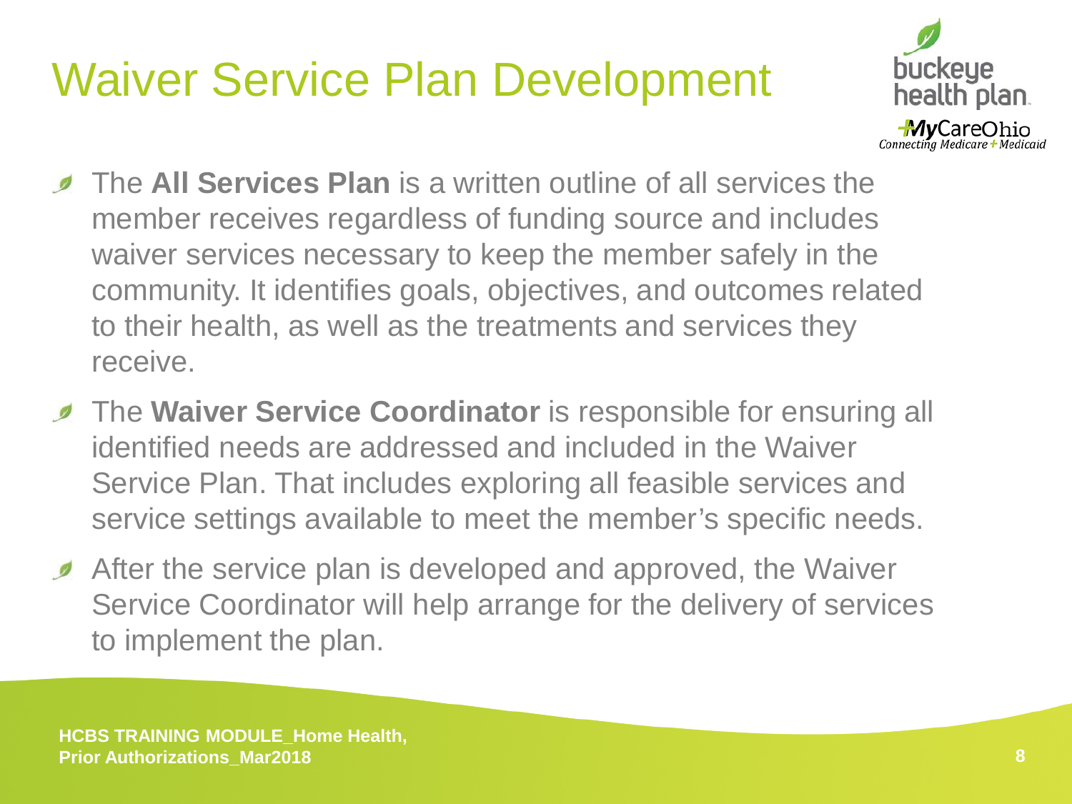# Waiver Service Plan Development

- The **All Services Plan** is a written outline of all services the member receives regardless of funding source and includes waiver services necessary to keep the member safely in the community. It identifies goals, objectives, and outcomes related to their health, as well as the treatments and services they receive.
- The **Waiver Service Coordinator** is responsible for ensuring all identified needs are addressed and included in the Waiver Service Plan. That includes exploring all feasible services and service settings available to meet the member's specific needs.
- After the service plan is developed and approved, the Waiver Service Coordinator will help arrange for the delivery of services to implement the plan.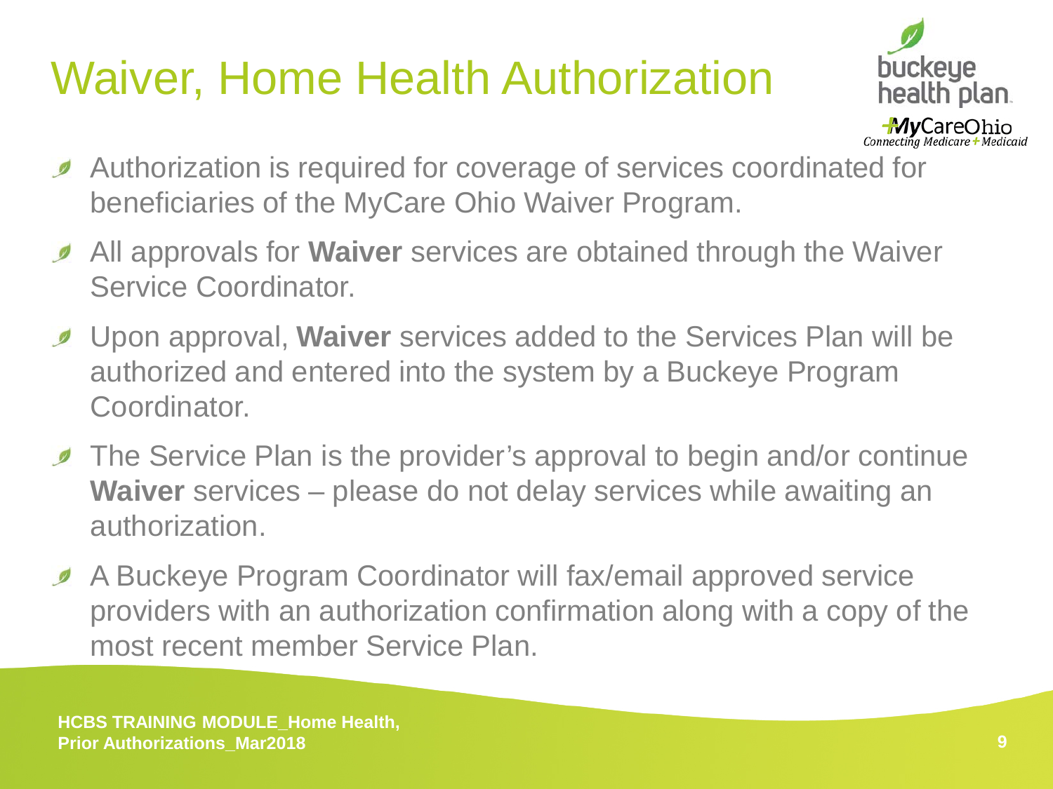# Waiver, Home Health Authorization

- Authorization is required for coverage of services coordinated for beneficiaries of the MyCare Ohio Waiver Program.
- All approvals for **Waiver** services are obtained through the Waiver Service Coordinator.
- Upon approval, **Waiver** services added to the Services Plan will be authorized and entered into the system by a Buckeye Program Coordinator.
- The Service Plan is the provider's approval to begin and/or continue **Waiver** services – please do not delay services while awaiting an authorization.
- A Buckeye Program Coordinator will fax/email approved service providers with an authorization confirmation along with a copy of the most recent member Service Plan.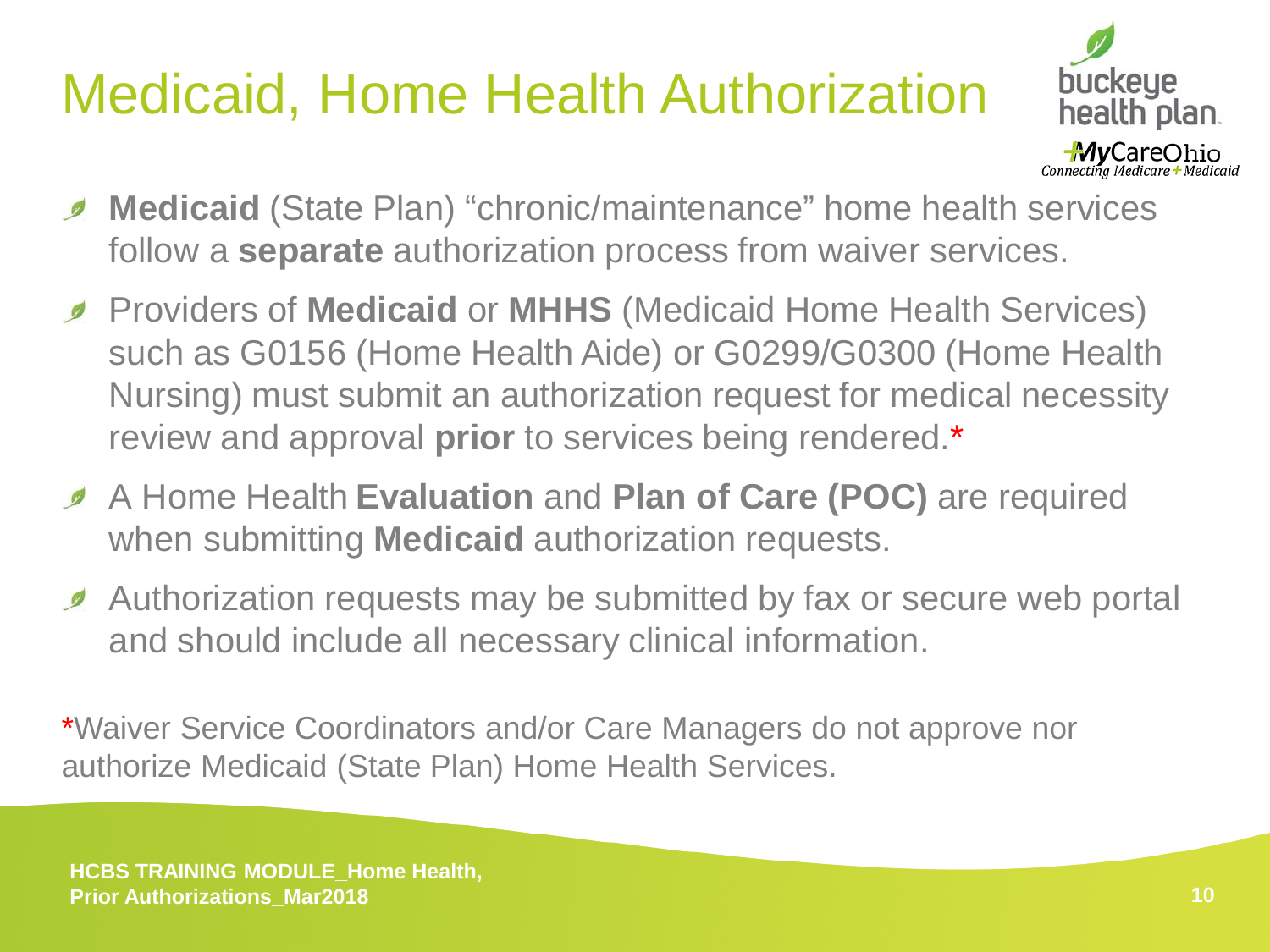# Medicaid, Home Health Authorization

- **Medicaid** (State Plan) "chronic/maintenance" home health services follow a **separate** authorization process from waiver services.
- Providers of **Medicaid** or **MHHS** (Medicaid Home Health Services) such as G0156 (Home Health Aide) or G0299/G0300 (Home Health Nursing) must submit an authorization request for medical necessity review and approval **prior** to services being rendered.*
- A Home Health **Evaluation** and **Plan of Care (POC)** are required when submitting **Medicaid** authorization requests.
- Authorization requests may be submitted by fax or secure web portal and should include all necessary clinical information.

*Waiver Service Coordinators and/or Care Managers do not approve nor authorize Medicaid (State Plan) Home Health Services.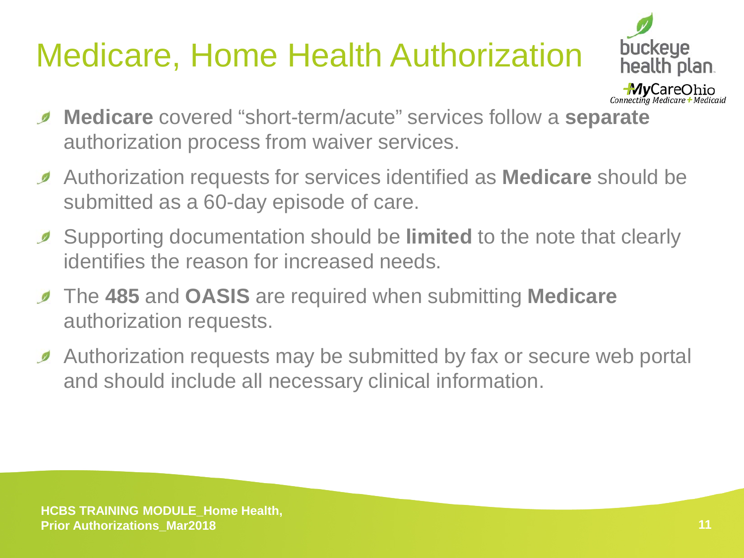# Medicare, Home Health Authorization

- **Medicare** covered "short-term/acute" services follow a **separate** authorization process from waiver services.
- Authorization requests for services identified as **Medicare** should be submitted as a 60-day episode of care.
- Supporting documentation should be **limited** to the note that clearly identifies the reason for increased needs.
- The **485** and **OASIS** are required when submitting **Medicare** authorization requests.
- Authorization requests may be submitted by fax or secure web portal and should include all necessary clinical information.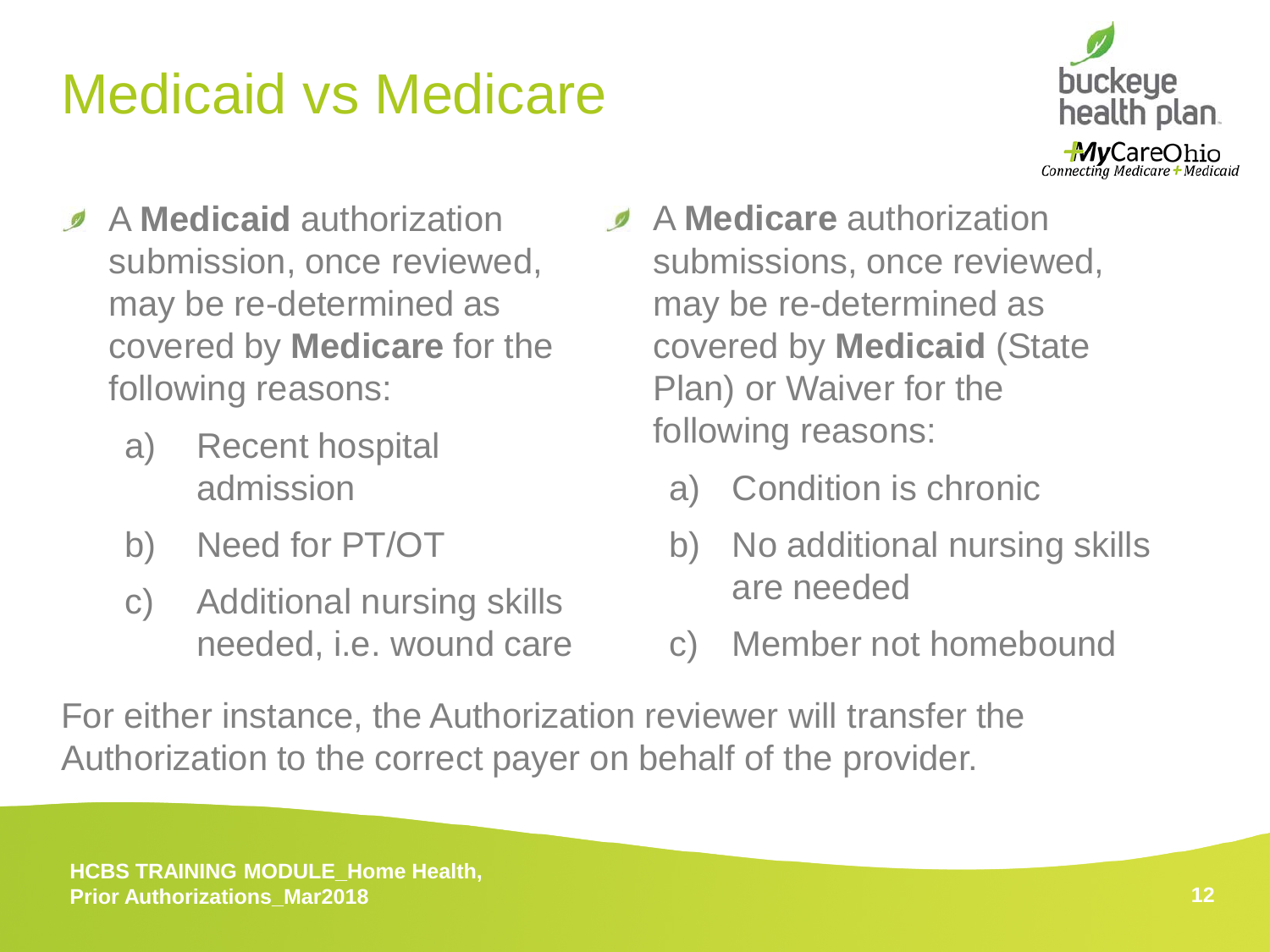# Medicaid vs Medicare

- A **Medicaid** authorization submission, once reviewed, may be re-determined as covered by **Medicare** for the following reasons:
  - a) Recent hospital admission
  - b) Need for PT/OT
  - c) Additional nursing skills needed, i.e. wound care

- A **Medicare** authorization submissions, once reviewed, may be re-determined as covered by **Medicaid** (State Plan) or Waiver for the following reasons:
  - a) Condition is chronic
  - b) No additional nursing skills are needed
  - c) Member not homebound

For either instance, the Authorization reviewer will transfer the Authorization to the correct payer on behalf of the provider.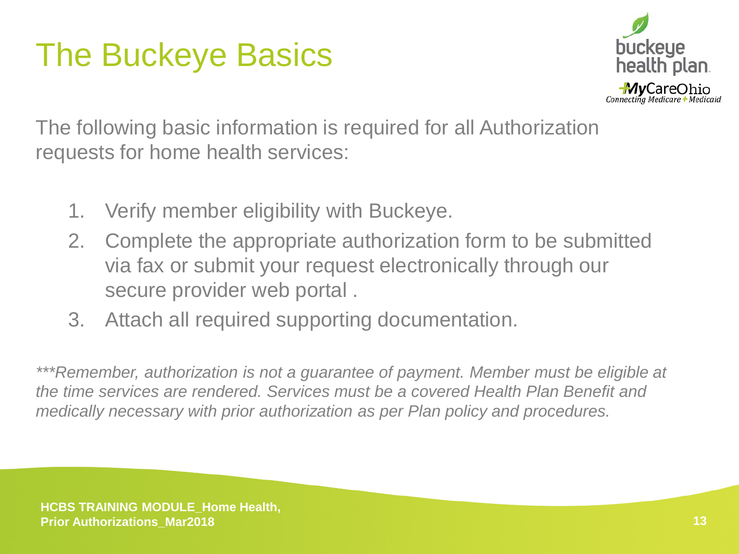# The Buckeye Basics

The following basic information is required for all Authorization requests for home health services:

1. Verify member eligibility with Buckeye.
2. Complete the appropriate authorization form to be submitted via fax or submit your request electronically through our secure provider web portal .
3. Attach all required supporting documentation.

****Remember, authorization is not a guarantee of payment. Member must be eligible at the time services are rendered. Services must be a covered Health Plan Benefit and medically necessary with prior authorization as per Plan policy and procedures.*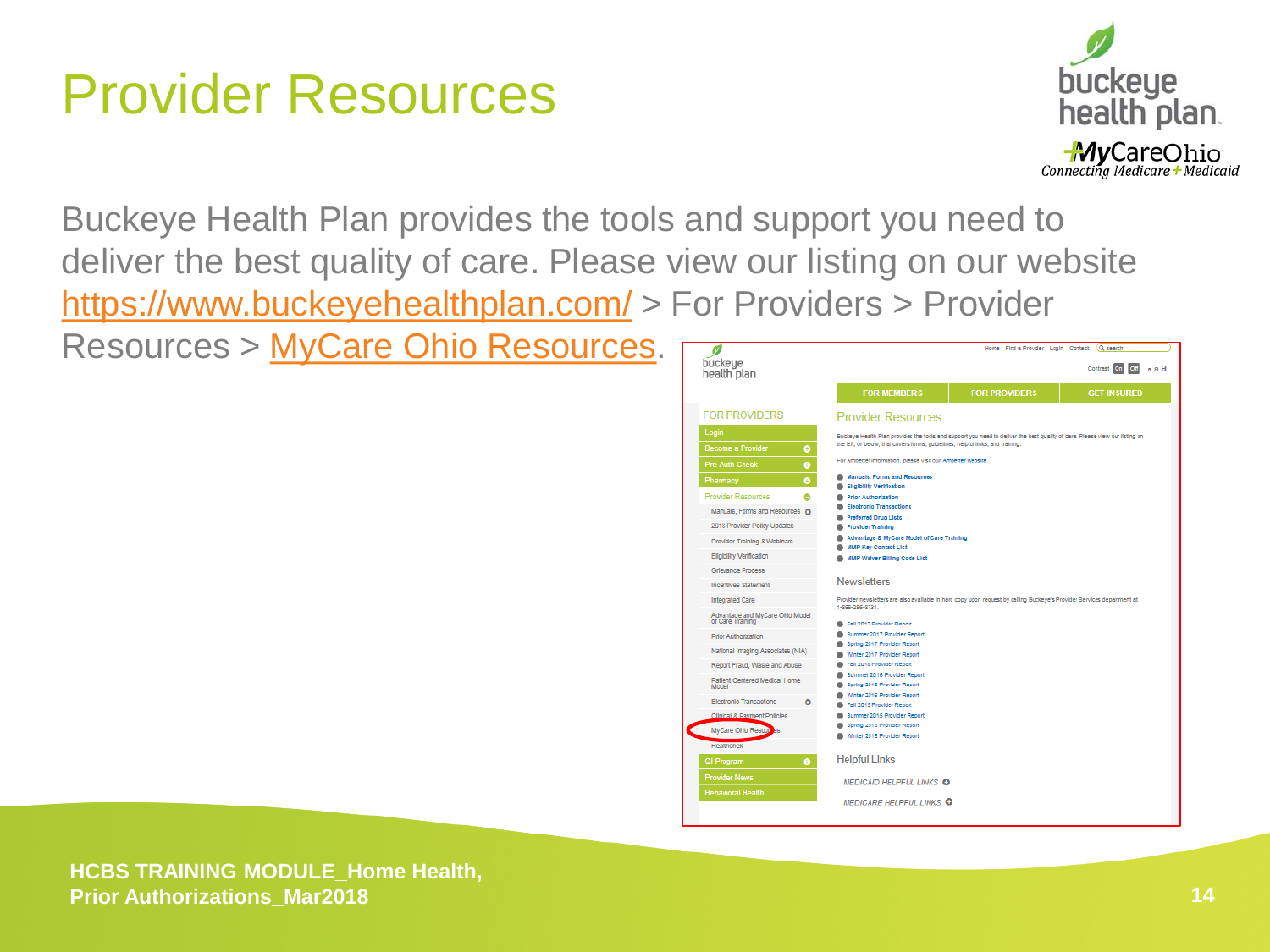# Provider Resources

Buckeye Health Plan provides the tools and support you need to deliver the best quality of care. Please view our listing on our website https://www.buckeyehealthplan.com/ > For Providers > Provider Resources > MyCare Ohio Resources.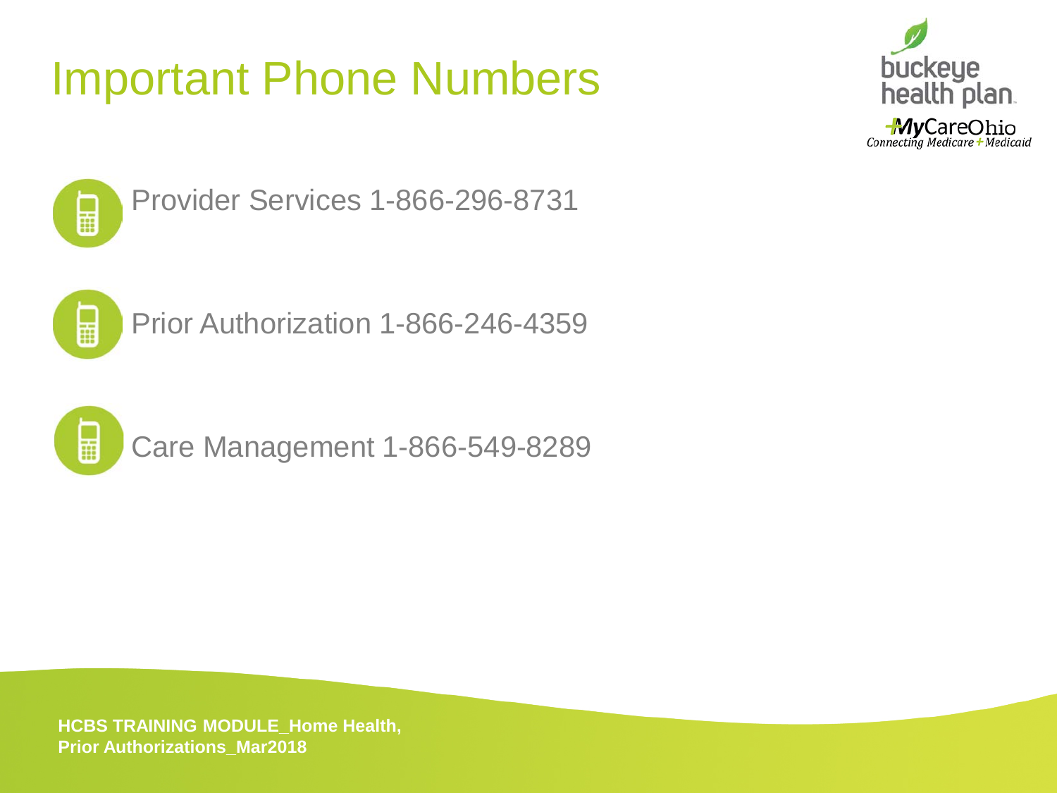# Important Phone Numbers

- Provider Services 1-866-296-8731
- Prior Authorization 1-866-246-4359
- Care Management 1-866-549-8289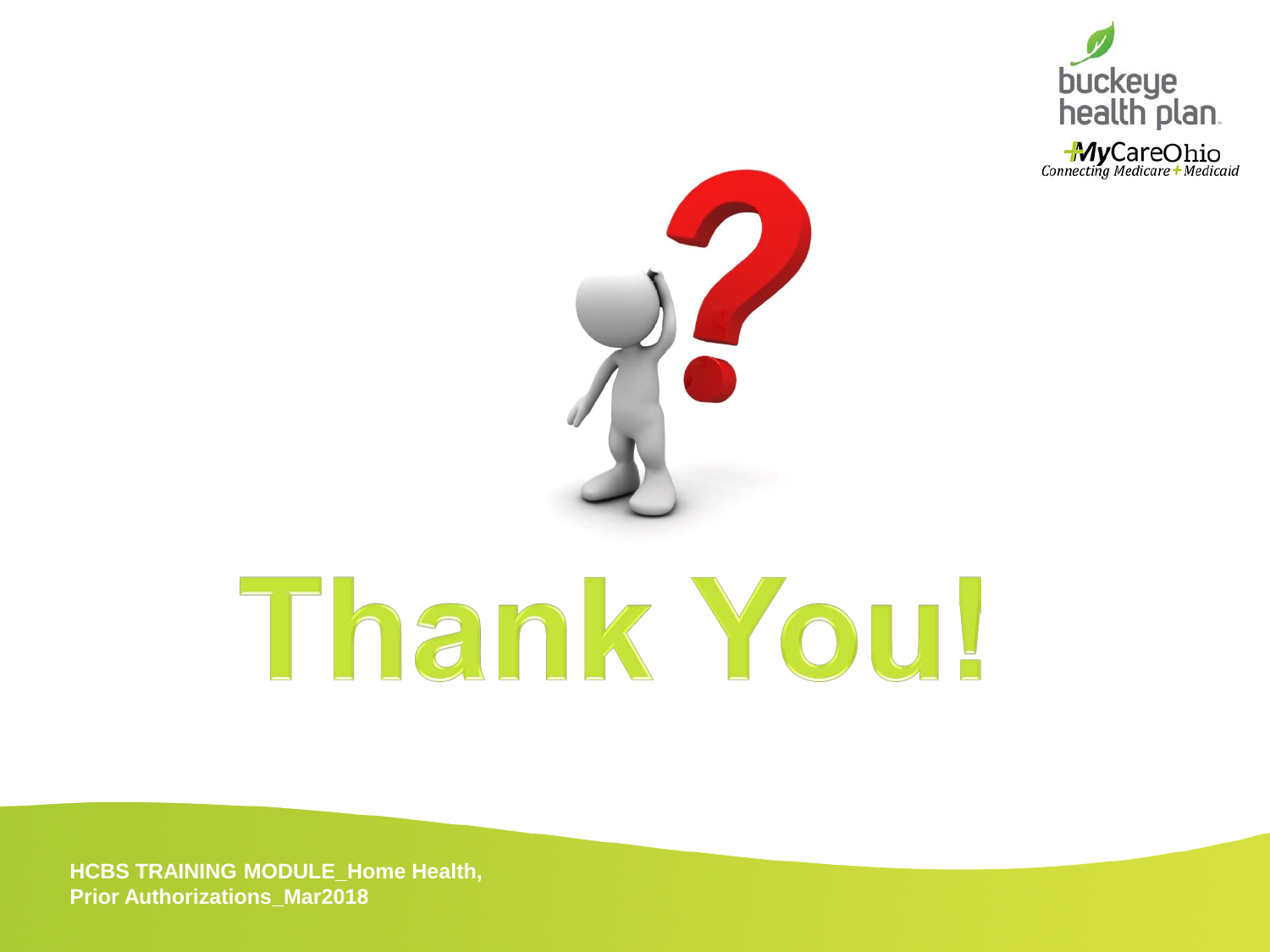# Thank You!

HCBS TRAINING MODULE_Home Health, Prior Authorizations_Mar2018